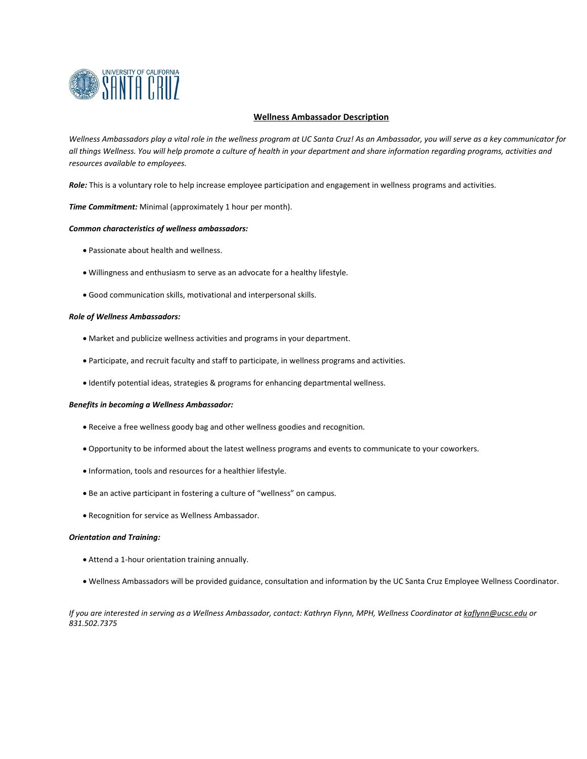# Wellness Ambassador Description

*Wellness Ambassadors play a vital role in the wellness program at UC Santa Cruz! As an Ambassador, you will serve as a key communicator for all things Wellness. You will help promote a culture of health in your department and share information regarding programs, activities and resources available to employees.*

***Role:*** This is a voluntary role to help increase employee participation and engagement in wellness programs and activities.

***Time Commitment:*** Minimal (approximately 1 hour per month).

***Common characteristics of wellness ambassadors:***

- Passionate about health and wellness.
- Willingness and enthusiasm to serve as an advocate for a healthy lifestyle.
- Good communication skills, motivational and interpersonal skills.

***Role of Wellness Ambassadors:***

- Market and publicize wellness activities and programs in your department.
- Participate, and recruit faculty and staff to participate, in wellness programs and activities.
- Identify potential ideas, strategies & programs for enhancing departmental wellness.

***Benefits in becoming a Wellness Ambassador:***

- Receive a free wellness goody bag and other wellness goodies and recognition.
- Opportunity to be informed about the latest wellness programs and events to communicate to your coworkers.
- Information, tools and resources for a healthier lifestyle.
- Be an active participant in fostering a culture of "wellness" on campus.
- Recognition for service as Wellness Ambassador.

***Orientation and Training:***

- Attend a 1-hour orientation training annually.
- Wellness Ambassadors will be provided guidance, consultation and information by the UC Santa Cruz Employee Wellness Coordinator.

*If you are interested in serving as a Wellness Ambassador, contact: Kathryn Flynn, MPH, Wellness Coordinator at kaflynn@ucsc.edu or 831.502.7375*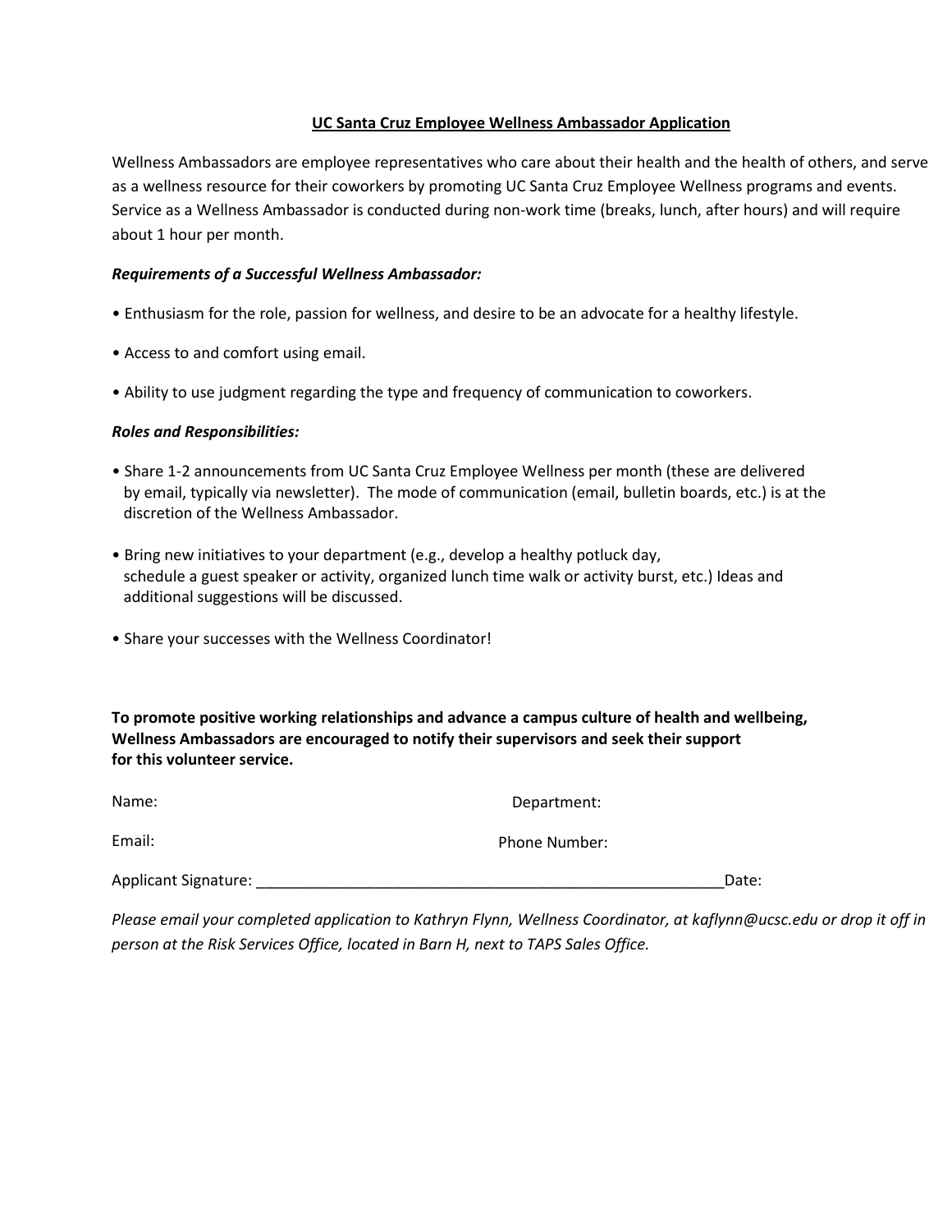## UC Santa Cruz Employee Wellness Ambassador Application

Wellness Ambassadors are employee representatives who care about their health and the health of others, and serve as a wellness resource for their coworkers by promoting UC Santa Cruz Employee Wellness programs and events. Service as a Wellness Ambassador is conducted during non-work time (breaks, lunch, after hours) and will require about 1 hour per month.

***Requirements of a Successful Wellness Ambassador:***

- Enthusiasm for the role, passion for wellness, and desire to be an advocate for a healthy lifestyle.
- Access to and comfort using email.
- Ability to use judgment regarding the type and frequency of communication to coworkers.

***Roles and Responsibilities:***

- Share 1-2 announcements from UC Santa Cruz Employee Wellness per month (these are delivered by email, typically via newsletter). The mode of communication (email, bulletin boards, etc.) is at the discretion of the Wellness Ambassador.
- Bring new initiatives to your department (e.g., develop a healthy potluck day, schedule a guest speaker or activity, organized lunch time walk or activity burst, etc.) Ideas and additional suggestions will be discussed.
- Share your successes with the Wellness Coordinator!

**To promote positive working relationships and advance a campus culture of health and wellbeing, Wellness Ambassadors are encouraged to notify their supervisors and seek their support for this volunteer service.**

Name: Department:

Email: Phone Number:

Applicant Signature: _________________________________________________________Date:

*Please email your completed application to Kathryn Flynn, Wellness Coordinator, at kaflynn@ucsc.edu or drop it off in person at the Risk Services Office, located in Barn H, next to TAPS Sales Office.*